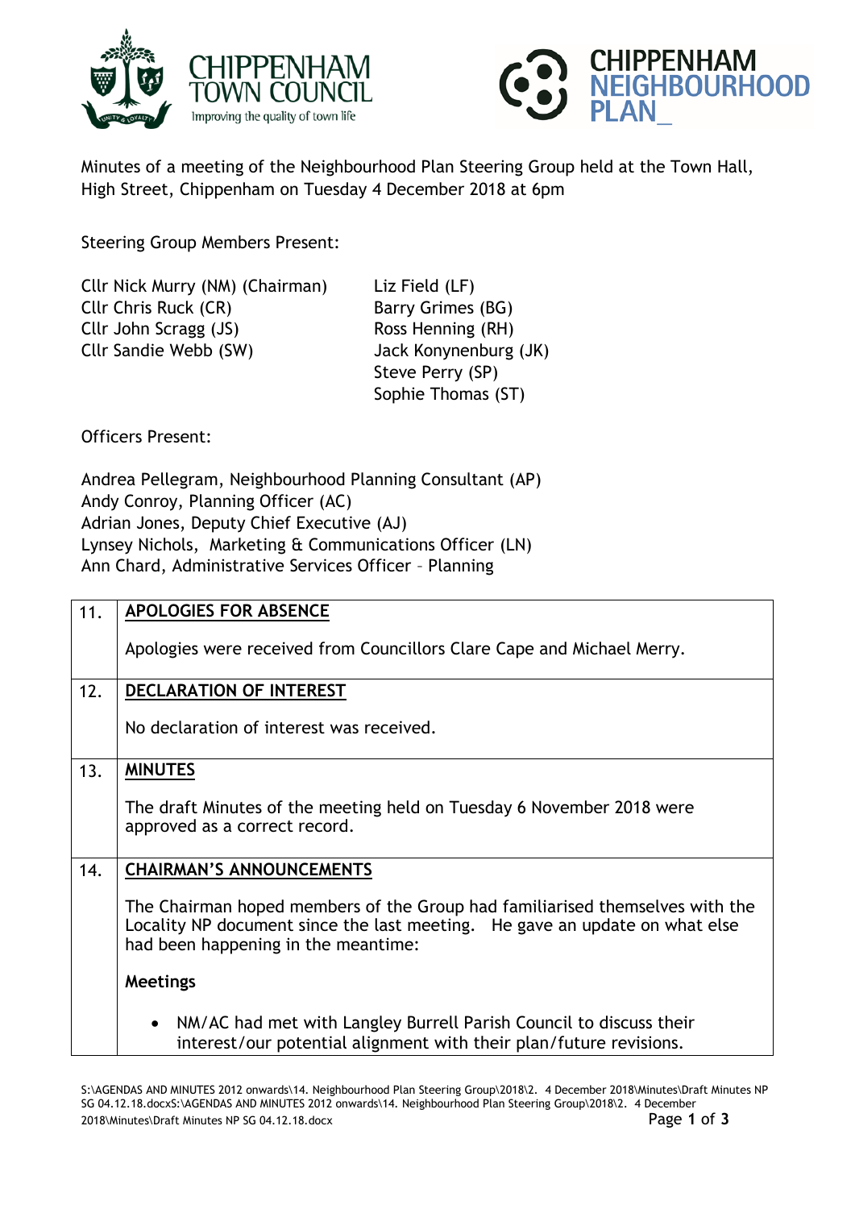Minutes of a meeting of the Neighbourhood Plan Steering Group held at the Town Hall, High Street, Chippenham on Tuesday 4 December 2018 at 6pm

Steering Group Members Present:

Cllr Nick Murry (NM) (Chairman)
Cllr Chris Ruck (CR)
Cllr John Scragg (JS)
Cllr Sandie Webb (SW)
Liz Field (LF)
Barry Grimes (BG)
Ross Henning (RH)
Jack Konynenburg (JK)
Steve Perry (SP)
Sophie Thomas (ST)

Officers Present:

Andrea Pellegram, Neighbourhood Planning Consultant (AP)
Andy Conroy, Planning Officer (AC)
Adrian Jones, Deputy Chief Executive (AJ)
Lynsey Nichols, Marketing & Communications Officer (LN)
Ann Chard, Administrative Services Officer – Planning

| | |
|---|---|
| 11. | **APOLOGIES FOR ABSENCE**<br><br>Apologies were received from Councillors Clare Cape and Michael Merry. |
| 12. | **DECLARATION OF INTEREST**<br><br>No declaration of interest was received. |
| 13. | **MINUTES**<br><br>The draft Minutes of the meeting held on Tuesday 6 November 2018 were approved as a correct record. |
| 14. | **CHAIRMAN'S ANNOUNCEMENTS**<br><br>The Chairman hoped members of the Group had familiarised themselves with the Locality NP document since the last meeting. He gave an update on what else had been happening in the meantime:<br><br>**Meetings**<br><br>• NM/AC had met with Langley Burrell Parish Council to discuss their interest/our potential alignment with their plan/future revisions. |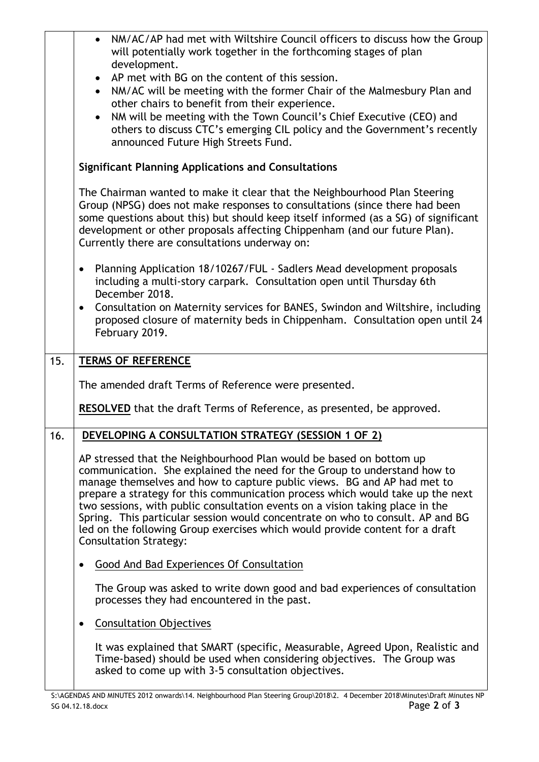- NM/AC/AP had met with Wiltshire Council officers to discuss how the Group will potentially work together in the forthcoming stages of plan development.
- AP met with BG on the content of this session.
- NM/AC will be meeting with the former Chair of the Malmesbury Plan and other chairs to benefit from their experience.
- NM will be meeting with the Town Council's Chief Executive (CEO) and others to discuss CTC's emerging CIL policy and the Government's recently announced Future High Streets Fund.

**Significant Planning Applications and Consultations**

The Chairman wanted to make it clear that the Neighbourhood Plan Steering Group (NPSG) does not make responses to consultations (since there had been some questions about this) but should keep itself informed (as a SG) of significant development or other proposals affecting Chippenham (and our future Plan). Currently there are consultations underway on:

- Planning Application 18/10267/FUL - Sadlers Mead development proposals including a multi-story carpark. Consultation open until Thursday 6th December 2018.
- Consultation on Maternity services for BANES, Swindon and Wiltshire, including proposed closure of maternity beds in Chippenham. Consultation open until 24 February 2019.

## 15. TERMS OF REFERENCE

The amended draft Terms of Reference were presented.

**RESOLVED** that the draft Terms of Reference, as presented, be approved.

## 16. DEVELOPING A CONSULTATION STRATEGY (SESSION 1 OF 2)

AP stressed that the Neighbourhood Plan would be based on bottom up communication. She explained the need for the Group to understand how to manage themselves and how to capture public views. BG and AP had met to prepare a strategy for this communication process which would take up the next two sessions, with public consultation events on a vision taking place in the Spring. This particular session would concentrate on who to consult. AP and BG led on the following Group exercises which would provide content for a draft Consultation Strategy:

- Good And Bad Experiences Of Consultation

  The Group was asked to write down good and bad experiences of consultation processes they had encountered in the past.

- Consultation Objectives

  It was explained that SMART (specific, Measurable, Agreed Upon, Realistic and Time-based) should be used when considering objectives. The Group was asked to come up with 3-5 consultation objectives.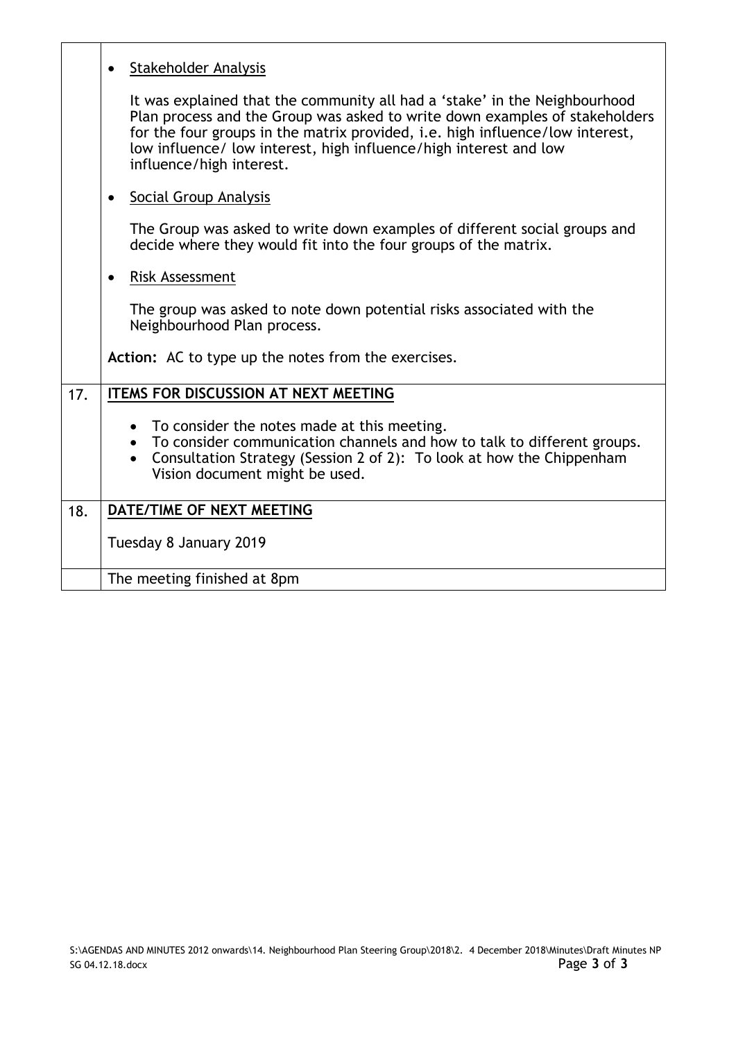| | |
|---|---|
| | • <u>Stakeholder Analysis</u><br><br>It was explained that the community all had a 'stake' in the Neighbourhood Plan process and the Group was asked to write down examples of stakeholders for the four groups in the matrix provided, i.e. high influence/low interest, low influence/ low interest, high influence/high interest and low influence/high interest.<br><br>• <u>Social Group Analysis</u><br><br>The Group was asked to write down examples of different social groups and decide where they would fit into the four groups of the matrix.<br><br>• <u>Risk Assessment</u><br><br>The group was asked to note down potential risks associated with the Neighbourhood Plan process.<br><br>**Action:** AC to type up the notes from the exercises. |
| 17. | **<u>ITEMS FOR DISCUSSION AT NEXT MEETING</u>**<br><br>• To consider the notes made at this meeting.<br>• To consider communication channels and how to talk to different groups.<br>• Consultation Strategy (Session 2 of 2): To look at how the Chippenham Vision document might be used. |
| 18. | **<u>DATE/TIME OF NEXT MEETING</u>**<br><br>Tuesday 8 January 2019 |
| | The meeting finished at 8pm |

S:\AGENDAS AND MINUTES 2012 onwards\14. Neighbourhood Plan Steering Group\2018\2. 4 December 2018\Minutes\Draft Minutes NP SG 04.12.18.docx